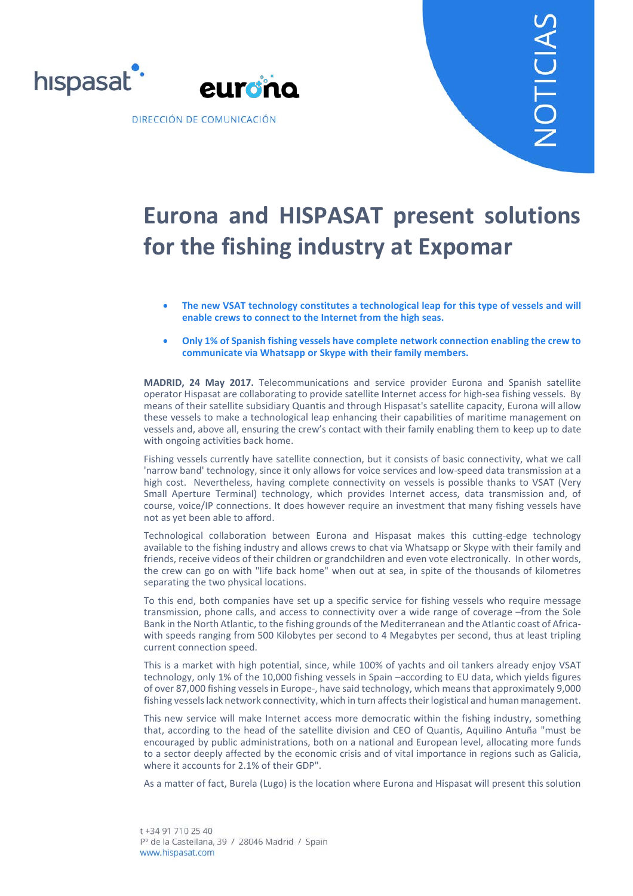hispasat eurona

DIRECCIÓN DE COMUNICACIÓN

NOTICIAS

# Eurona and HISPASAT present solutions for the fishing industry at Expomar

- **The new VSAT technology constitutes a technological leap for this type of vessels and will enable crews to connect to the Internet from the high seas.**
- **Only 1% of Spanish fishing vessels have complete network connection enabling the crew to communicate via Whatsapp or Skype with their family members.**

**MADRID, 24 May 2017.** Telecommunications and service provider Eurona and Spanish satellite operator Hispasat are collaborating to provide satellite Internet access for high-sea fishing vessels. By means of their satellite subsidiary Quantis and through Hispasat's satellite capacity, Eurona will allow these vessels to make a technological leap enhancing their capabilities of maritime management on vessels and, above all, ensuring the crew's contact with their family enabling them to keep up to date with ongoing activities back home.

Fishing vessels currently have satellite connection, but it consists of basic connectivity, what we call 'narrow band' technology, since it only allows for voice services and low-speed data transmission at a high cost. Nevertheless, having complete connectivity on vessels is possible thanks to VSAT (Very Small Aperture Terminal) technology, which provides Internet access, data transmission and, of course, voice/IP connections. It does however require an investment that many fishing vessels have not as yet been able to afford.

Technological collaboration between Eurona and Hispasat makes this cutting-edge technology available to the fishing industry and allows crews to chat via Whatsapp or Skype with their family and friends, receive videos of their children or grandchildren and even vote electronically. In other words, the crew can go on with "life back home" when out at sea, in spite of the thousands of kilometres separating the two physical locations.

To this end, both companies have set up a specific service for fishing vessels who require message transmission, phone calls, and access to connectivity over a wide range of coverage –from the Sole Bank in the North Atlantic, to the fishing grounds of the Mediterranean and the Atlantic coast of Africa- with speeds ranging from 500 Kilobytes per second to 4 Megabytes per second, thus at least tripling current connection speed.

This is a market with high potential, since, while 100% of yachts and oil tankers already enjoy VSAT technology, only 1% of the 10,000 fishing vessels in Spain –according to EU data, which yields figures of over 87,000 fishing vessels in Europe-, have said technology, which means that approximately 9,000 fishing vessels lack network connectivity, which in turn affects their logistical and human management.

This new service will make Internet access more democratic within the fishing industry, something that, according to the head of the satellite division and CEO of Quantis, Aquilino Antuña "must be encouraged by public administrations, both on a national and European level, allocating more funds to a sector deeply affected by the economic crisis and of vital importance in regions such as Galicia, where it accounts for 2.1% of their GDP".

As a matter of fact, Burela (Lugo) is the location where Eurona and Hispasat will present this solution

t +34 91 710 25 40
Pº de la Castellana, 39 / 28046 Madrid / Spain
www.hispasat.com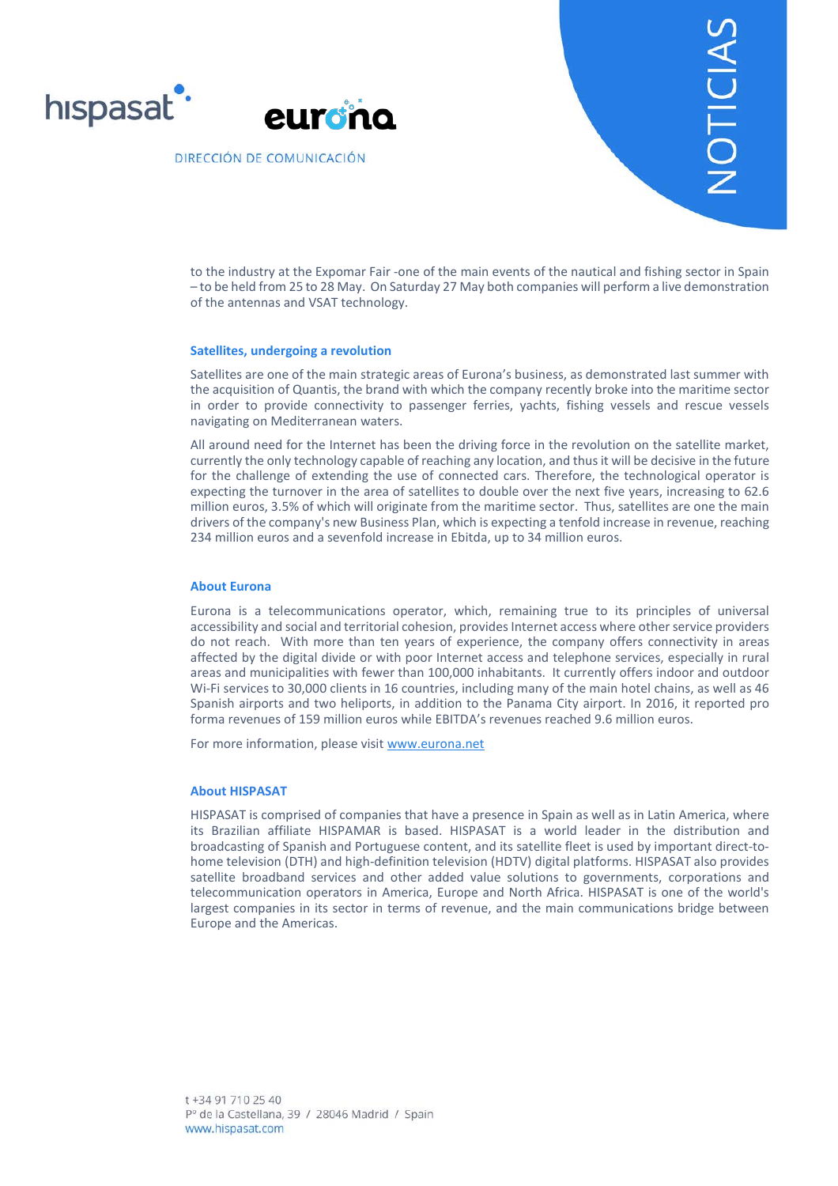to the industry at the Expomar Fair -one of the main events of the nautical and fishing sector in Spain – to be held from 25 to 28 May. On Saturday 27 May both companies will perform a live demonstration of the antennas and VSAT technology.

### Satellites, undergoing a revolution

Satellites are one of the main strategic areas of Eurona's business, as demonstrated last summer with the acquisition of Quantis, the brand with which the company recently broke into the maritime sector in order to provide connectivity to passenger ferries, yachts, fishing vessels and rescue vessels navigating on Mediterranean waters.

All around need for the Internet has been the driving force in the revolution on the satellite market, currently the only technology capable of reaching any location, and thus it will be decisive in the future for the challenge of extending the use of connected cars. Therefore, the technological operator is expecting the turnover in the area of satellites to double over the next five years, increasing to 62.6 million euros, 3.5% of which will originate from the maritime sector. Thus, satellites are one the main drivers of the company's new Business Plan, which is expecting a tenfold increase in revenue, reaching 234 million euros and a sevenfold increase in Ebitda, up to 34 million euros.

### About Eurona

Eurona is a telecommunications operator, which, remaining true to its principles of universal accessibility and social and territorial cohesion, provides Internet access where other service providers do not reach. With more than ten years of experience, the company offers connectivity in areas affected by the digital divide or with poor Internet access and telephone services, especially in rural areas and municipalities with fewer than 100,000 inhabitants. It currently offers indoor and outdoor Wi-Fi services to 30,000 clients in 16 countries, including many of the main hotel chains, as well as 46 Spanish airports and two heliports, in addition to the Panama City airport. In 2016, it reported pro forma revenues of 159 million euros while EBITDA's revenues reached 9.6 million euros.

For more information, please visit [www.eurona.net](http://www.eurona.net)

### About HISPASAT

HISPASAT is comprised of companies that have a presence in Spain as well as in Latin America, where its Brazilian affiliate HISPAMAR is based. HISPASAT is a world leader in the distribution and broadcasting of Spanish and Portuguese content, and its satellite fleet is used by important direct-to-home television (DTH) and high-definition television (HDTV) digital platforms. HISPASAT also provides satellite broadband services and other added value solutions to governments, corporations and telecommunication operators in America, Europe and North Africa. HISPASAT is one of the world's largest companies in its sector in terms of revenue, and the main communications bridge between Europe and the Americas.